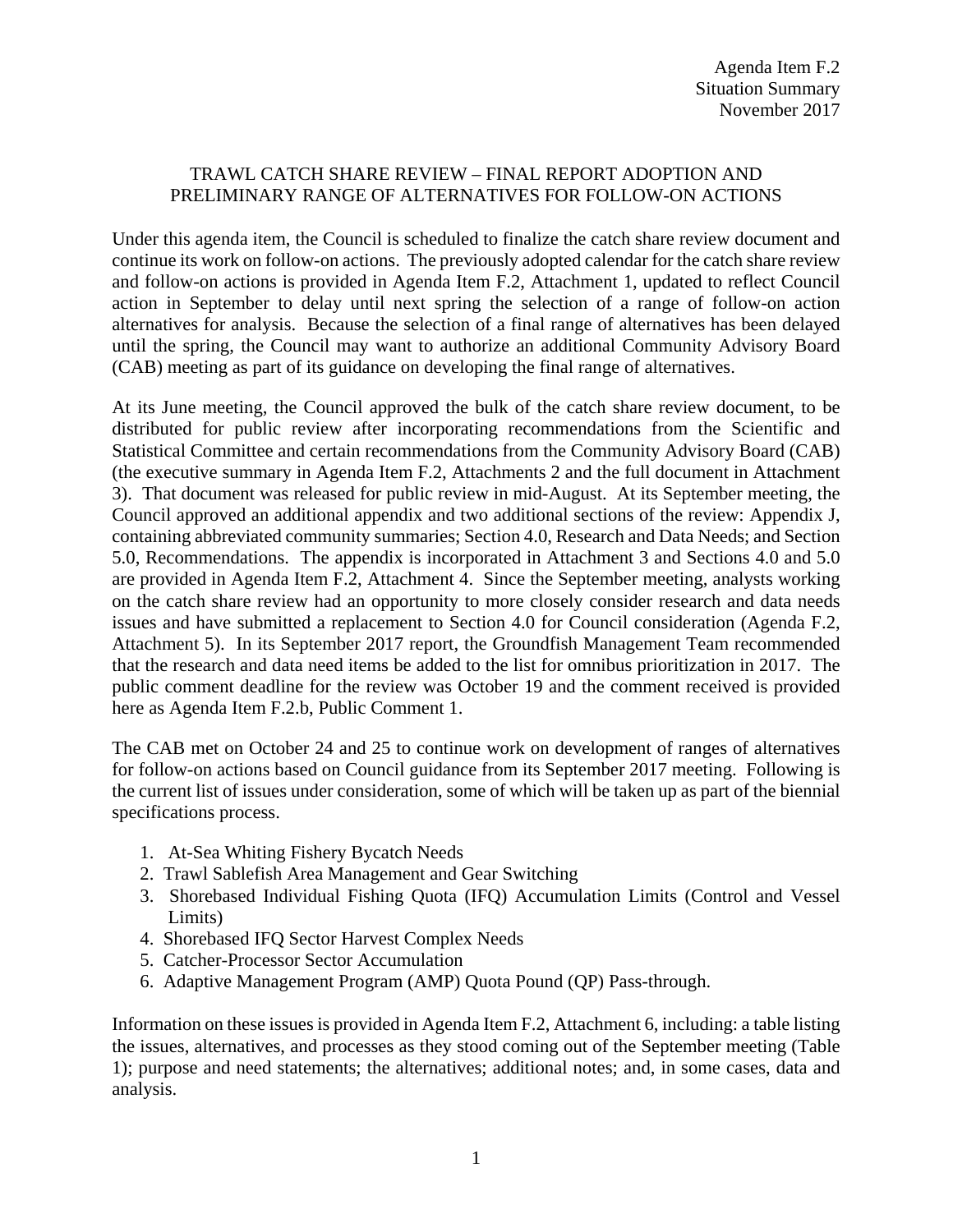Agenda Item F.2
Situation Summary
November 2017

# TRAWL CATCH SHARE REVIEW – FINAL REPORT ADOPTION AND PRELIMINARY RANGE OF ALTERNATIVES FOR FOLLOW-ON ACTIONS

Under this agenda item, the Council is scheduled to finalize the catch share review document and continue its work on follow-on actions. The previously adopted calendar for the catch share review and follow-on actions is provided in Agenda Item F.2, Attachment 1, updated to reflect Council action in September to delay until next spring the selection of a range of follow-on action alternatives for analysis. Because the selection of a final range of alternatives has been delayed until the spring, the Council may want to authorize an additional Community Advisory Board (CAB) meeting as part of its guidance on developing the final range of alternatives.

At its June meeting, the Council approved the bulk of the catch share review document, to be distributed for public review after incorporating recommendations from the Scientific and Statistical Committee and certain recommendations from the Community Advisory Board (CAB) (the executive summary in Agenda Item F.2, Attachments 2 and the full document in Attachment 3). That document was released for public review in mid-August. At its September meeting, the Council approved an additional appendix and two additional sections of the review: Appendix J, containing abbreviated community summaries; Section 4.0, Research and Data Needs; and Section 5.0, Recommendations. The appendix is incorporated in Attachment 3 and Sections 4.0 and 5.0 are provided in Agenda Item F.2, Attachment 4. Since the September meeting, analysts working on the catch share review had an opportunity to more closely consider research and data needs issues and have submitted a replacement to Section 4.0 for Council consideration (Agenda F.2, Attachment 5). In its September 2017 report, the Groundfish Management Team recommended that the research and data need items be added to the list for omnibus prioritization in 2017. The public comment deadline for the review was October 19 and the comment received is provided here as Agenda Item F.2.b, Public Comment 1.

The CAB met on October 24 and 25 to continue work on development of ranges of alternatives for follow-on actions based on Council guidance from its September 2017 meeting. Following is the current list of issues under consideration, some of which will be taken up as part of the biennial specifications process.

1. At-Sea Whiting Fishery Bycatch Needs
2. Trawl Sablefish Area Management and Gear Switching
3. Shorebased Individual Fishing Quota (IFQ) Accumulation Limits (Control and Vessel Limits)
4. Shorebased IFQ Sector Harvest Complex Needs
5. Catcher-Processor Sector Accumulation
6. Adaptive Management Program (AMP) Quota Pound (QP) Pass-through.

Information on these issues is provided in Agenda Item F.2, Attachment 6, including: a table listing the issues, alternatives, and processes as they stood coming out of the September meeting (Table 1); purpose and need statements; the alternatives; additional notes; and, in some cases, data and analysis.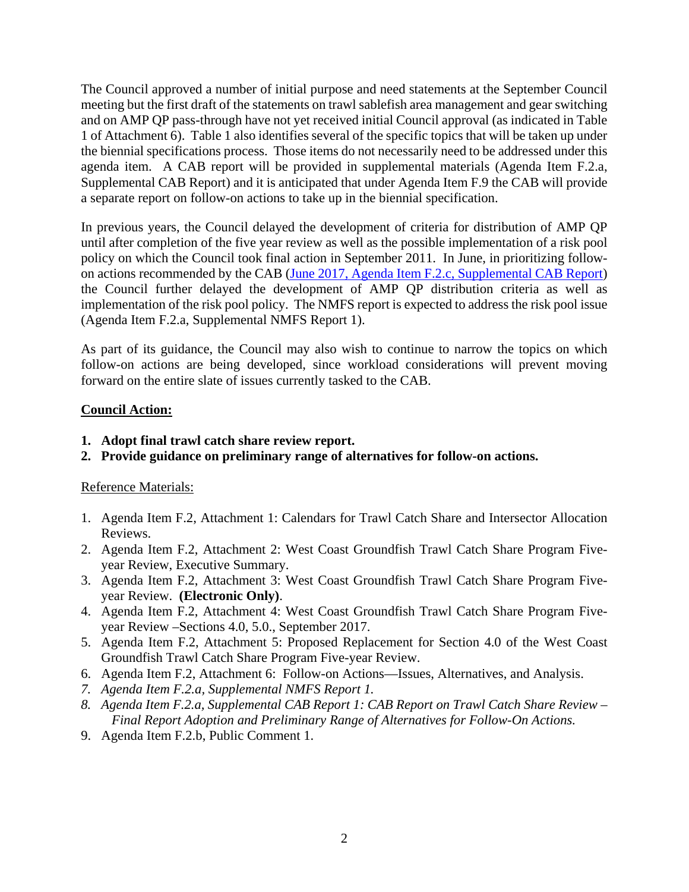The Council approved a number of initial purpose and need statements at the September Council meeting but the first draft of the statements on trawl sablefish area management and gear switching and on AMP QP pass-through have not yet received initial Council approval (as indicated in Table 1 of Attachment 6). Table 1 also identifies several of the specific topics that will be taken up under the biennial specifications process. Those items do not necessarily need to be addressed under this agenda item. A CAB report will be provided in supplemental materials (Agenda Item F.2.a, Supplemental CAB Report) and it is anticipated that under Agenda Item F.9 the CAB will provide a separate report on follow-on actions to take up in the biennial specification.

In previous years, the Council delayed the development of criteria for distribution of AMP QP until after completion of the five year review as well as the possible implementation of a risk pool policy on which the Council took final action in September 2011. In June, in prioritizing follow-on actions recommended by the CAB (June 2017, Agenda Item F.2.c, Supplemental CAB Report) the Council further delayed the development of AMP QP distribution criteria as well as implementation of the risk pool policy. The NMFS report is expected to address the risk pool issue (Agenda Item F.2.a, Supplemental NMFS Report 1).

As part of its guidance, the Council may also wish to continue to narrow the topics on which follow-on actions are being developed, since workload considerations will prevent moving forward on the entire slate of issues currently tasked to the CAB.

**Council Action:**

1. **Adopt final trawl catch share review report.**
2. **Provide guidance on preliminary range of alternatives for follow-on actions.**

Reference Materials:

1. Agenda Item F.2, Attachment 1: Calendars for Trawl Catch Share and Intersector Allocation Reviews.
2. Agenda Item F.2, Attachment 2: West Coast Groundfish Trawl Catch Share Program Five-year Review, Executive Summary.
3. Agenda Item F.2, Attachment 3: West Coast Groundfish Trawl Catch Share Program Five-year Review. **(Electronic Only)**.
4. Agenda Item F.2, Attachment 4: West Coast Groundfish Trawl Catch Share Program Five-year Review –Sections 4.0, 5.0., September 2017.
5. Agenda Item F.2, Attachment 5: Proposed Replacement for Section 4.0 of the West Coast Groundfish Trawl Catch Share Program Five-year Review.
6. Agenda Item F.2, Attachment 6: Follow-on Actions—Issues, Alternatives, and Analysis.
7. *Agenda Item F.2.a, Supplemental NMFS Report 1.*
8. *Agenda Item F.2.a, Supplemental CAB Report 1: CAB Report on Trawl Catch Share Review – Final Report Adoption and Preliminary Range of Alternatives for Follow-On Actions.*
9. Agenda Item F.2.b, Public Comment 1.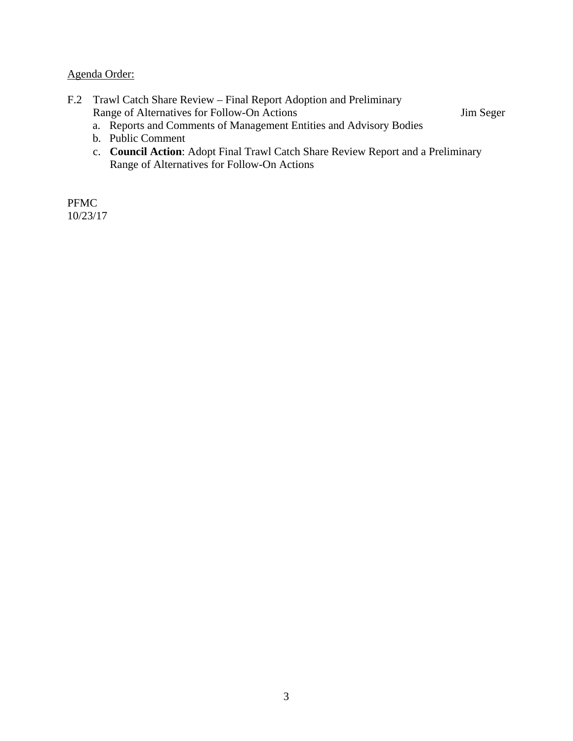<u>Agenda Order:</u>

F.2 Trawl Catch Share Review – Final Report Adoption and Preliminary Range of Alternatives for Follow-On Actions — Jim Seger

a. Reports and Comments of Management Entities and Advisory Bodies
b. Public Comment
c. **Council Action**: Adopt Final Trawl Catch Share Review Report and a Preliminary Range of Alternatives for Follow-On Actions

PFMC
10/23/17